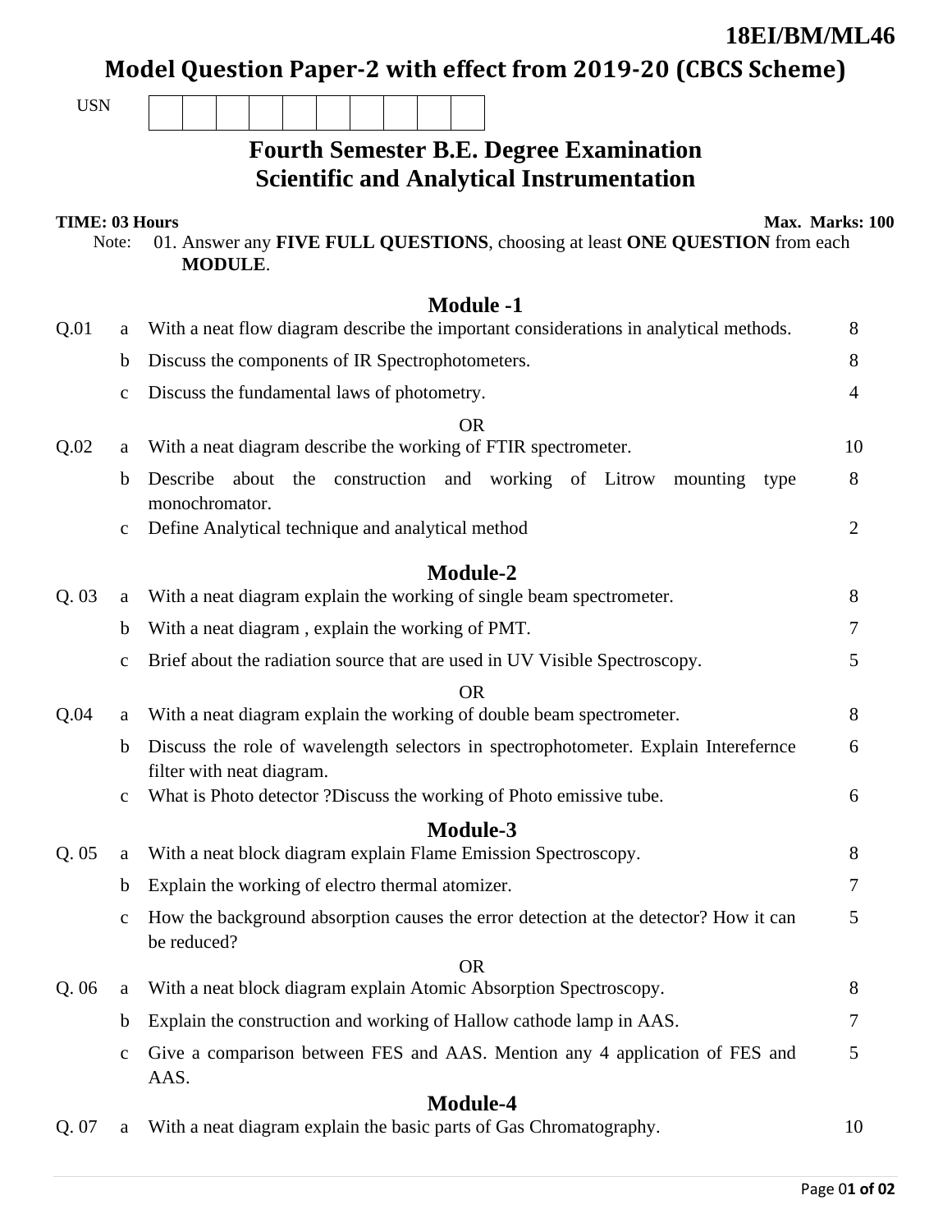**18EI/BM/ML46**

# Model Question Paper-2 with effect from 2019-20 (CBCS Scheme)

USN | | | | | | | | | | |

## Fourth Semester B.E. Degree Examination
## Scientific and Analytical Instrumentation

**TIME: 03 Hours** **Max. Marks: 100**

Note: 01. Answer any **FIVE FULL QUESTIONS**, choosing at least **ONE QUESTION** from each **MODULE**.

### Module -1

| Q. No. | | Question | Marks |
|---|---|---|---|
| Q.01 | a | With a neat flow diagram describe the important considerations in analytical methods. | 8 |
| | b | Discuss the components of IR Spectrophotometers. | 8 |
| | c | Discuss the fundamental laws of photometry. | 4 |
| | | OR | |
| Q.02 | a | With a neat diagram describe the working of FTIR spectrometer. | 10 |
| | b | Describe about the construction and working of Litrow mounting type monochromator. | 8 |
| | c | Define Analytical technique and analytical method | 2 |

### Module-2

| Q. No. | | Question | Marks |
|---|---|---|---|
| Q. 03 | a | With a neat diagram explain the working of single beam spectrometer. | 8 |
| | b | With a neat diagram , explain the working of PMT. | 7 |
| | c | Brief about the radiation source that are used in UV Visible Spectroscopy. | 5 |
| | | OR | |
| Q.04 | a | With a neat diagram explain the working of double beam spectrometer. | 8 |
| | b | Discuss the role of wavelength selectors in spectrophotometer. Explain Interefernce filter with neat diagram. | 6 |
| | c | What is Photo detector ?Discuss the working of Photo emissive tube. | 6 |

### Module-3

| Q. No. | | Question | Marks |
|---|---|---|---|
| Q. 05 | a | With a neat block diagram explain Flame Emission Spectroscopy. | 8 |
| | b | Explain the working of electro thermal atomizer. | 7 |
| | c | How the background absorption causes the error detection at the detector? How it can be reduced? | 5 |
| | | OR | |
| Q. 06 | a | With a neat block diagram explain Atomic Absorption Spectroscopy. | 8 |
| | b | Explain the construction and working of Hallow cathode lamp in AAS. | 7 |
| | c | Give a comparison between FES and AAS. Mention any 4 application of FES and AAS. | 5 |

### Module-4

| Q. No. | | Question | Marks |
|---|---|---|---|
| Q. 07 | a | With a neat diagram explain the basic parts of Gas Chromatography. | 10 |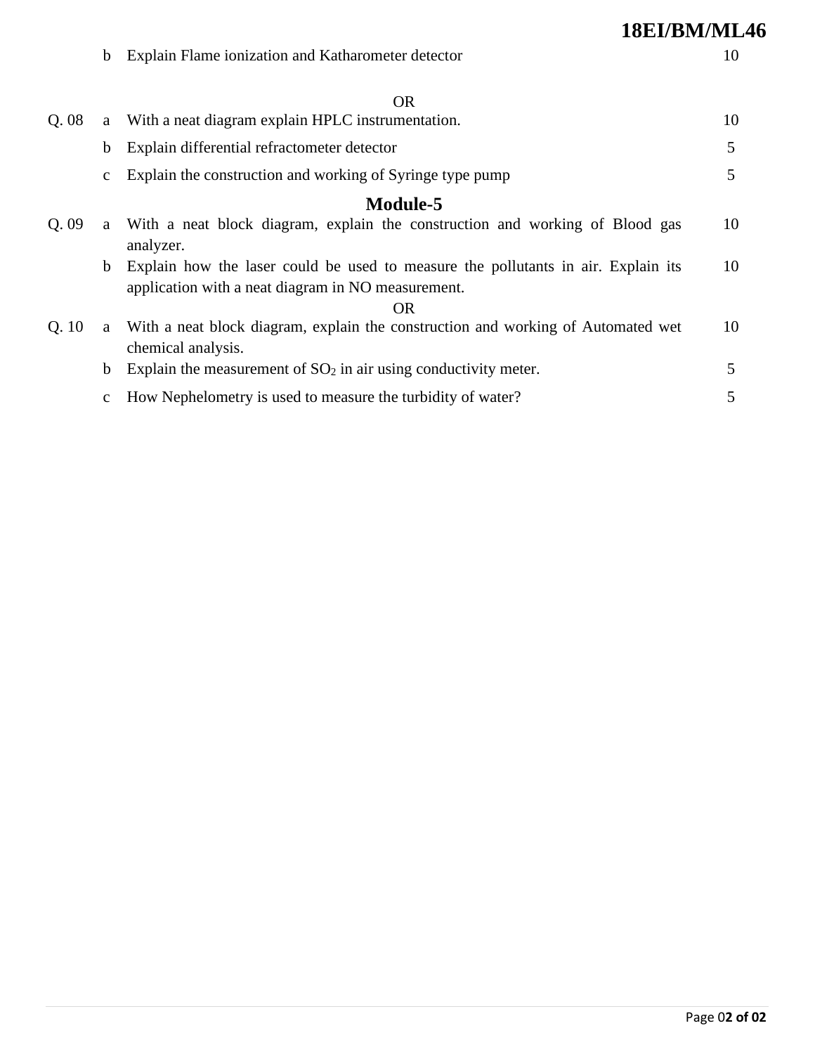| | | | |
|---|---|---|---|
| | b | Explain Flame ionization and Katharometer detector | 10 |
| | | **OR** | |
| Q. 08 | a | With a neat diagram explain HPLC instrumentation. | 10 |
| | b | Explain differential refractometer detector | 5 |
| | c | Explain the construction and working of Syringe type pump | 5 |

## Module-5

| | | | |
|---|---|---|---|
| Q. 09 | a | With a neat block diagram, explain the construction and working of Blood gas analyzer. | 10 |
| | b | Explain how the laser could be used to measure the pollutants in air. Explain its application with a neat diagram in NO measurement. | 10 |
| | | **OR** | |
| Q. 10 | a | With a neat block diagram, explain the construction and working of Automated wet chemical analysis. | 10 |
| | b | Explain the measurement of $SO_2$ in air using conductivity meter. | 5 |
| | c | How Nephelometry is used to measure the turbidity of water? | 5 |